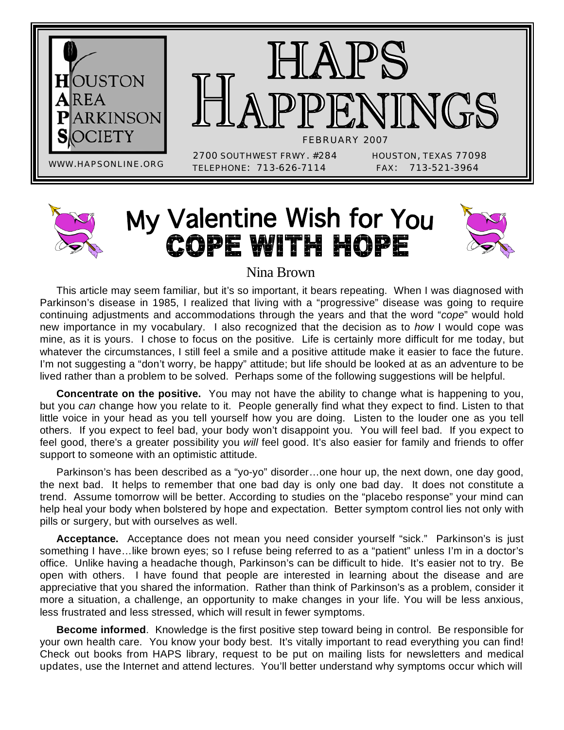# HAPS HAPPENINGS

**HOUSTON AREA PARKINSON SOCIETY**

WWW.HAPSONLINE.ORG

FEBRUARY 2007

2700 SOUTHWEST FRWY. #284 HOUSTON, TEXAS 77098

TELEPHONE: 713-626-7114 FAX: 713-521-3964

## My Valentine Wish for You COPE WITH HOPE

Nina Brown

This article may seem familiar, but it's so important, it bears repeating. When I was diagnosed with Parkinson's disease in 1985, I realized that living with a "progressive" disease was going to require continuing adjustments and accommodations through the years and that the word "*cope*" would hold new importance in my vocabulary. I also recognized that the decision as to *how* I would cope was mine, as it is yours. I chose to focus on the positive. Life is certainly more difficult for me today, but whatever the circumstances, I still feel a smile and a positive attitude make it easier to face the future. I'm not suggesting a "don't worry, be happy" attitude; but life should be looked at as an adventure to be lived rather than a problem to be solved. Perhaps some of the following suggestions will be helpful.

**Concentrate on the positive.** You may not have the ability to change what is happening to you, but you *can* change how you relate to it. People generally find what they expect to find. Listen to that little voice in your head as you tell yourself how you are doing. Listen to the louder one as you tell others. If you expect to feel bad, your body won't disappoint you. You will feel bad. If you expect to feel good, there's a greater possibility you *will* feel good. It's also easier for family and friends to offer support to someone with an optimistic attitude.

Parkinson's has been described as a "yo-yo" disorder…one hour up, the next down, one day good, the next bad. It helps to remember that one bad day is only one bad day. It does not constitute a trend. Assume tomorrow will be better. According to studies on the "placebo response" your mind can help heal your body when bolstered by hope and expectation. Better symptom control lies not only with pills or surgery, but with ourselves as well.

**Acceptance.** Acceptance does not mean you need consider yourself "sick." Parkinson's is just something I have…like brown eyes; so I refuse being referred to as a "patient" unless I'm in a doctor's office. Unlike having a headache though, Parkinson's can be difficult to hide. It's easier not to try. Be open with others. I have found that people are interested in learning about the disease and are appreciative that you shared the information. Rather than think of Parkinson's as a problem, consider it more a situation, a challenge, an opportunity to make changes in your life. You will be less anxious, less frustrated and less stressed, which will result in fewer symptoms.

**Become informed**. Knowledge is the first positive step toward being in control. Be responsible for your own health care. You know your body best. It's vitally important to read everything you can find! Check out books from HAPS library, request to be put on mailing lists for newsletters and medical updates, use the Internet and attend lectures. You'll better understand why symptoms occur which will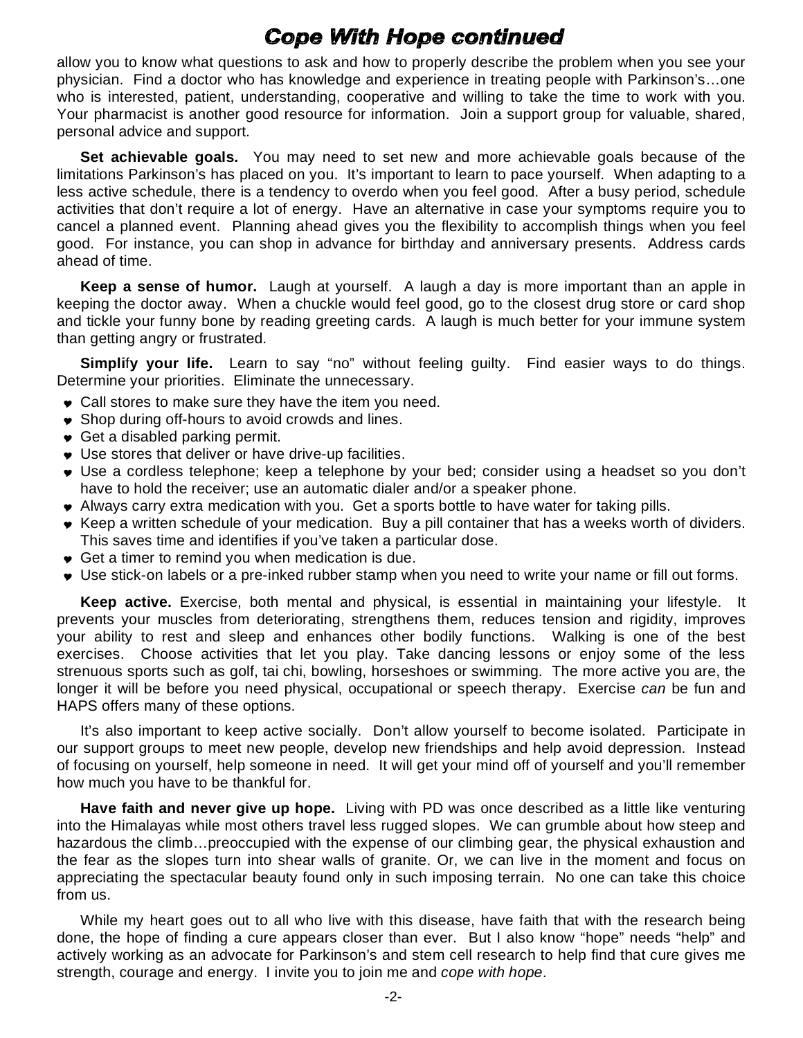## Cope With Hope continued

allow you to know what questions to ask and how to properly describe the problem when you see your physician. Find a doctor who has knowledge and experience in treating people with Parkinson's…one who is interested, patient, understanding, cooperative and willing to take the time to work with you. Your pharmacist is another good resource for information. Join a support group for valuable, shared, personal advice and support.

**Set achievable goals.** You may need to set new and more achievable goals because of the limitations Parkinson's has placed on you. It's important to learn to pace yourself. When adapting to a less active schedule, there is a tendency to overdo when you feel good. After a busy period, schedule activities that don't require a lot of energy. Have an alternative in case your symptoms require you to cancel a planned event. Planning ahead gives you the flexibility to accomplish things when you feel good. For instance, you can shop in advance for birthday and anniversary presents. Address cards ahead of time.

**Keep a sense of humor.** Laugh at yourself. A laugh a day is more important than an apple in keeping the doctor away. When a chuckle would feel good, go to the closest drug store or card shop and tickle your funny bone by reading greeting cards. A laugh is much better for your immune system than getting angry or frustrated.

**Simplify your life.** Learn to say "no" without feeling guilty. Find easier ways to do things. Determine your priorities. Eliminate the unnecessary.

- Call stores to make sure they have the item you need.
- Shop during off-hours to avoid crowds and lines.
- Get a disabled parking permit.
- Use stores that deliver or have drive-up facilities.
- Use a cordless telephone; keep a telephone by your bed; consider using a headset so you don't have to hold the receiver; use an automatic dialer and/or a speaker phone.
- Always carry extra medication with you. Get a sports bottle to have water for taking pills.
- Keep a written schedule of your medication. Buy a pill container that has a weeks worth of dividers. This saves time and identifies if you've taken a particular dose.
- Get a timer to remind you when medication is due.
- Use stick-on labels or a pre-inked rubber stamp when you need to write your name or fill out forms.

**Keep active.** Exercise, both mental and physical, is essential in maintaining your lifestyle. It prevents your muscles from deteriorating, strengthens them, reduces tension and rigidity, improves your ability to rest and sleep and enhances other bodily functions. Walking is one of the best exercises. Choose activities that let you play. Take dancing lessons or enjoy some of the less strenuous sports such as golf, tai chi, bowling, horseshoes or swimming. The more active you are, the longer it will be before you need physical, occupational or speech therapy. Exercise *can* be fun and HAPS offers many of these options.

It's also important to keep active socially. Don't allow yourself to become isolated. Participate in our support groups to meet new people, develop new friendships and help avoid depression. Instead of focusing on yourself, help someone in need. It will get your mind off of yourself and you'll remember how much you have to be thankful for.

**Have faith and never give up hope.** Living with PD was once described as a little like venturing into the Himalayas while most others travel less rugged slopes. We can grumble about how steep and hazardous the climb…preoccupied with the expense of our climbing gear, the physical exhaustion and the fear as the slopes turn into shear walls of granite. Or, we can live in the moment and focus on appreciating the spectacular beauty found only in such imposing terrain. No one can take this choice from us.

While my heart goes out to all who live with this disease, have faith that with the research being done, the hope of finding a cure appears closer than ever. But I also know "hope" needs "help" and actively working as an advocate for Parkinson's and stem cell research to help find that cure gives me strength, courage and energy. I invite you to join me and *cope with hope*.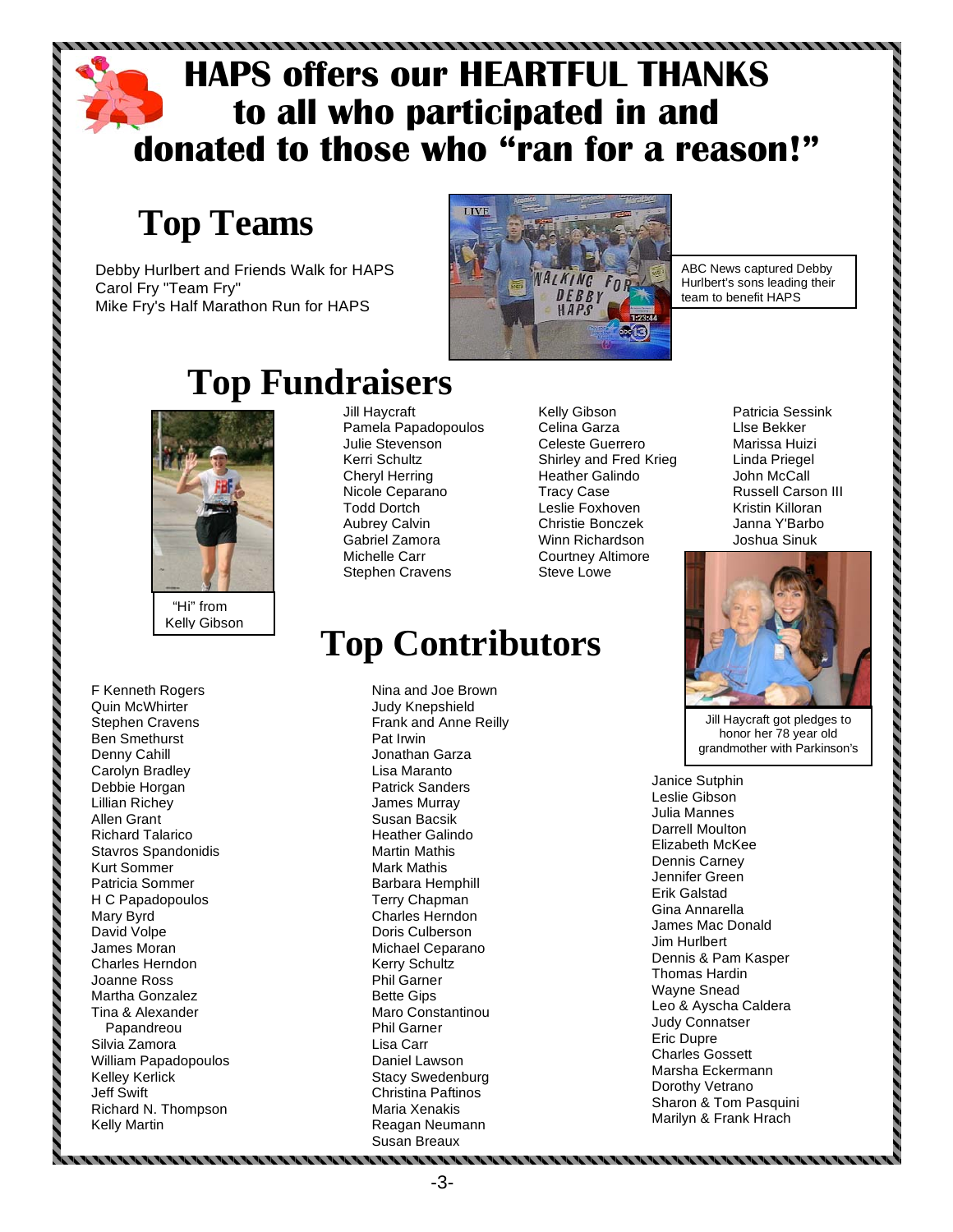# HAPS offers our HEARTFUL THANKS to all who participated in and donated to those who "ran for a reason!"

## Top Teams

Debby Hurlbert and Friends Walk for HAPS
Carol Fry "Team Fry"
Mike Fry's Half Marathon Run for HAPS

ABC News captured Debby Hurlbert's sons leading their team to benefit HAPS

## Top Fundraisers

"Hi" from Kelly Gibson

Jill Haycraft
Pamela Papadopoulos
Julie Stevenson
Kerri Schultz
Cheryl Herring
Nicole Ceparano
Todd Dortch
Aubrey Calvin
Gabriel Zamora
Michelle Carr
Stephen Cravens

Kelly Gibson
Celina Garza
Celeste Guerrero
Shirley and Fred Krieg
Heather Galindo
Tracy Case
Leslie Foxhoven
Christie Bonczek
Winn Richardson
Courtney Altimore
Steve Lowe

Patricia Sessink
Llse Bekker
Marissa Huizi
Linda Priegel
John McCall
Russell Carson III
Kristin Killoran
Janna Y'Barbo
Joshua Sinuk

## Top Contributors

F Kenneth Rogers
Quin McWhirter
Stephen Cravens
Ben Smethurst
Denny Cahill
Carolyn Bradley
Debbie Horgan
Lillian Richey
Allen Grant
Richard Talarico
Stavros Spandonidis
Kurt Sommer
Patricia Sommer
H C Papadopoulos
Mary Byrd
David Volpe
James Moran
Charles Herndon
Joanne Ross
Martha Gonzalez
Tina & Alexander Papandreou
Silvia Zamora
William Papadopoulos
Kelley Kerlick
Jeff Swift
Richard N. Thompson
Kelly Martin

Nina and Joe Brown
Judy Knepshield
Frank and Anne Reilly
Pat Irwin
Jonathan Garza
Lisa Maranto
Patrick Sanders
James Murray
Susan Bacsik
Heather Galindo
Martin Mathis
Mark Mathis
Barbara Hemphill
Terry Chapman
Charles Herndon
Doris Culberson
Michael Ceparano
Kerry Schultz
Phil Garner
Bette Gips
Maro Constantinou
Phil Garner
Lisa Carr
Daniel Lawson
Stacy Swedenburg
Christina Paftinos
Maria Xenakis
Reagan Neumann
Susan Breaux

Jill Haycraft got pledges to honor her 78 year old grandmother with Parkinson's

Janice Sutphin
Leslie Gibson
Julia Mannes
Darrell Moulton
Elizabeth McKee
Dennis Carney
Jennifer Green
Erik Galstad
Gina Annarella
James Mac Donald
Jim Hurlbert
Dennis & Pam Kasper
Thomas Hardin
Wayne Snead
Leo & Ayscha Caldera
Judy Connatser
Eric Dupre
Charles Gossett
Marsha Eckermann
Dorothy Vetrano
Sharon & Tom Pasquini
Marilyn & Frank Hrach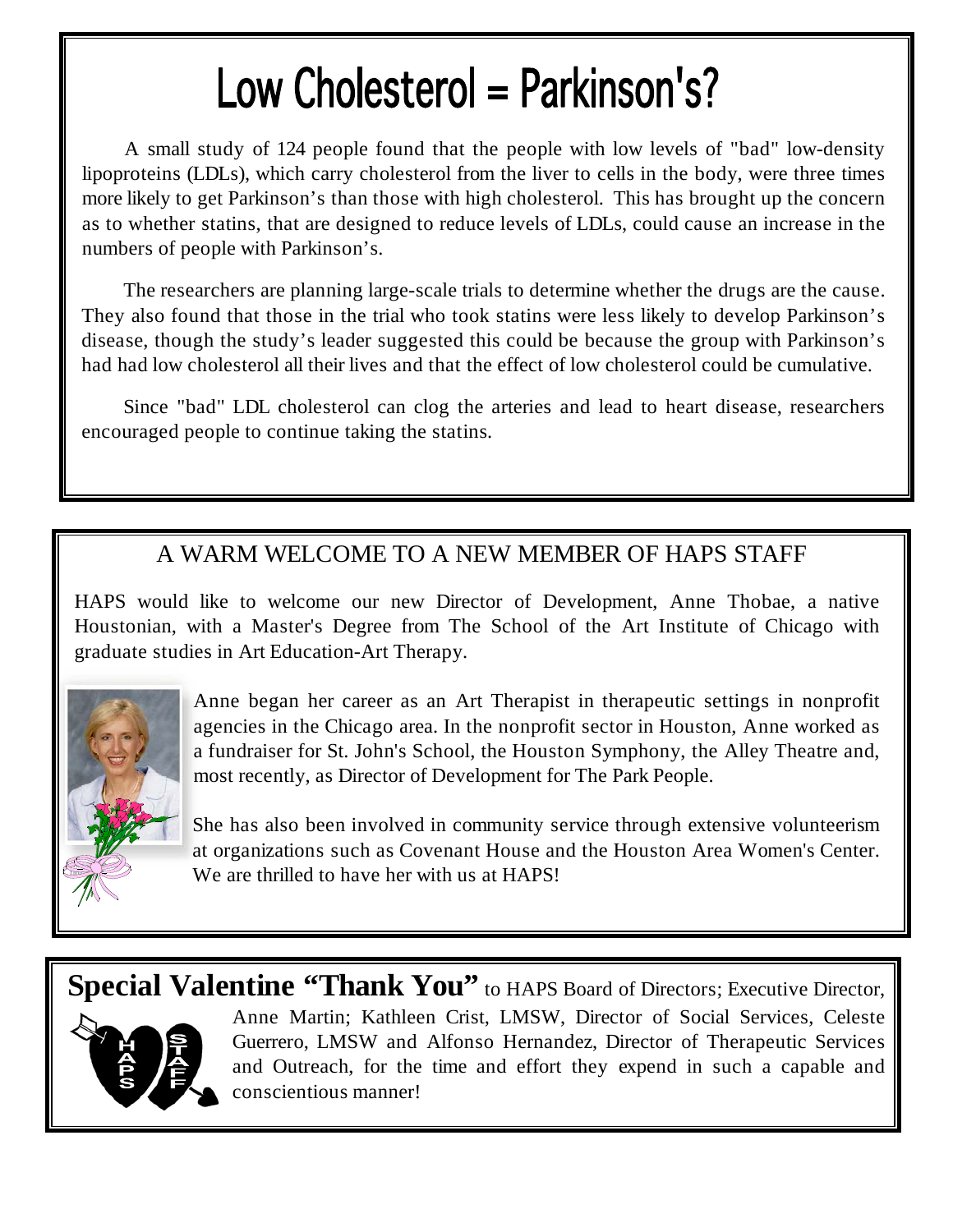# Low Cholesterol = Parkinson's?

A small study of 124 people found that the people with low levels of "bad" low-density lipoproteins (LDLs), which carry cholesterol from the liver to cells in the body, were three times more likely to get Parkinson's than those with high cholesterol. This has brought up the concern as to whether statins, that are designed to reduce levels of LDLs, could cause an increase in the numbers of people with Parkinson's.

The researchers are planning large-scale trials to determine whether the drugs are the cause. They also found that those in the trial who took statins were less likely to develop Parkinson's disease, though the study's leader suggested this could be because the group with Parkinson's had had low cholesterol all their lives and that the effect of low cholesterol could be cumulative.

Since "bad" LDL cholesterol can clog the arteries and lead to heart disease, researchers encouraged people to continue taking the statins.

## A WARM WELCOME TO A NEW MEMBER OF HAPS STAFF

HAPS would like to welcome our new Director of Development, Anne Thobae, a native Houstonian, with a Master's Degree from The School of the Art Institute of Chicago with graduate studies in Art Education-Art Therapy.

Anne began her career as an Art Therapist in therapeutic settings in nonprofit agencies in the Chicago area. In the nonprofit sector in Houston, Anne worked as a fundraiser for St. John's School, the Houston Symphony, the Alley Theatre and, most recently, as Director of Development for The Park People.

She has also been involved in community service through extensive volunteerism at organizations such as Covenant House and the Houston Area Women's Center. We are thrilled to have her with us at HAPS!

**Special Valentine "Thank You"** to HAPS Board of Directors; Executive Director, Anne Martin; Kathleen Crist, LMSW, Director of Social Services, Celeste Guerrero, LMSW and Alfonso Hernandez, Director of Therapeutic Services and Outreach, for the time and effort they expend in such a capable and conscientious manner!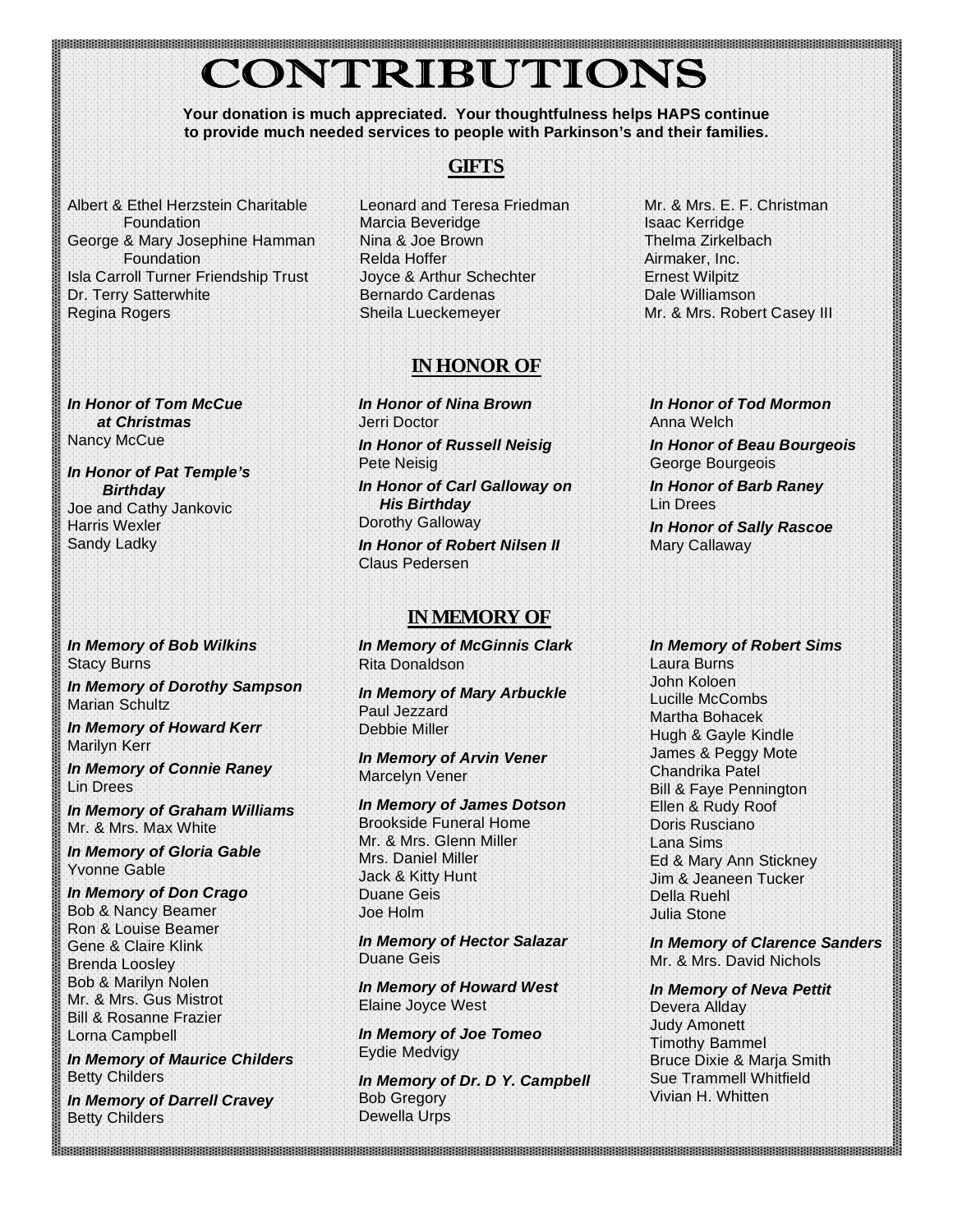# CONTRIBUTIONS

**Your donation is much appreciated. Your thoughtfulness helps HAPS continue to provide much needed services to people with Parkinson's and their families.**

## GIFTS

Albert & Ethel Herzstein Charitable Foundation
George & Mary Josephine Hamman Foundation
Isla Carroll Turner Friendship Trust
Dr. Terry Satterwhite
Regina Rogers

Leonard and Teresa Friedman
Marcia Beveridge
Nina & Joe Brown
Relda Hoffer
Joyce & Arthur Schechter
Bernardo Cardenas
Sheila Lueckemeyer

Mr. & Mrs. E. F. Christman
Isaac Kerridge
Thelma Zirkelbach
Airmaker, Inc.
Ernest Wilpitz
Dale Williamson
Mr. & Mrs. Robert Casey III

## IN HONOR OF

***In Honor of Tom McCue at Christmas***
Nancy McCue

***In Honor of Pat Temple's Birthday***
Joe and Cathy Jankovic
Harris Wexler
Sandy Ladky

***In Honor of Nina Brown***
Jerri Doctor

***In Honor of Russell Neisig***
Pete Neisig

***In Honor of Carl Galloway on His Birthday***
Dorothy Galloway

***In Honor of Robert Nilsen II***
Claus Pedersen

***In Honor of Tod Mormon***
Anna Welch

***In Honor of Beau Bourgeois***
George Bourgeois

***In Honor of Barb Raney***
Lin Drees

***In Honor of Sally Rascoe***
Mary Callaway

## IN MEMORY OF

***In Memory of Bob Wilkins***
Stacy Burns

***In Memory of Dorothy Sampson***
Marian Schultz

***In Memory of Howard Kerr***
Marilyn Kerr

***In Memory of Connie Raney***
Lin Drees

***In Memory of Graham Williams***
Mr. & Mrs. Max White

***In Memory of Gloria Gable***
Yvonne Gable

***In Memory of Don Crago***
Bob & Nancy Beamer
Ron & Louise Beamer
Gene & Claire Klink
Brenda Loosley
Bob & Marilyn Nolen
Mr. & Mrs. Gus Mistrot
Bill & Rosanne Frazier
Lorna Campbell

***In Memory of Maurice Childers***
Betty Childers

***In Memory of Darrell Cravey***
Betty Childers

***In Memory of McGinnis Clark***
Rita Donaldson

***In Memory of Mary Arbuckle***
Paul Jezzard
Debbie Miller

***In Memory of Arvin Vener***
Marcelyn Vener

***In Memory of James Dotson***
Brookside Funeral Home
Mr. & Mrs. Glenn Miller
Mrs. Daniel Miller
Jack & Kitty Hunt
Duane Geis
Joe Holm

***In Memory of Hector Salazar***
Duane Geis

***In Memory of Howard West***
Elaine Joyce West

***In Memory of Joe Tomeo***
Eydie Medvigy

***In Memory of Dr. D Y. Campbell***
Bob Gregory
Dewella Urps

***In Memory of Robert Sims***
Laura Burns
John Koloen
Lucille McCombs
Martha Bohacek
Hugh & Gayle Kindle
James & Peggy Mote
Chandrika Patel
Bill & Faye Pennington
Ellen & Rudy Roof
Doris Rusciano
Lana Sims
Ed & Mary Ann Stickney
Jim & Jeaneen Tucker
Della Ruehl
Julia Stone

***In Memory of Clarence Sanders***
Mr. & Mrs. David Nichols

***In Memory of Neva Pettit***
Devera Allday
Judy Amonett
Timothy Bammel
Bruce Dixie & Marja Smith
Sue Trammell Whitfield
Vivian H. Whitten